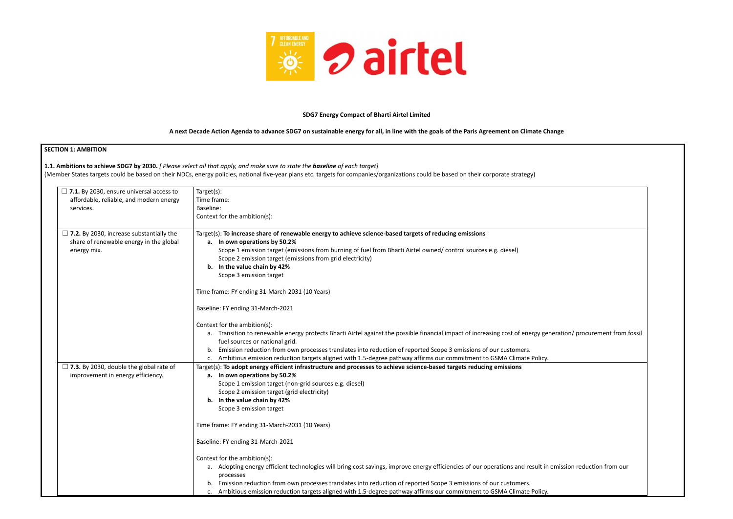**SDG7 Energy Compact of Bharti Airtel Limited**

**A next Decade Action Agenda to advance SDG7 on sustainable energy for all, in line with the goals of the Paris Agreement on Climate Change**

## SECTION 1: AMBITION

**1.1. Ambitions to achieve SDG7 by 2030.** *[ Please select all that apply, and make sure to state the **baseline** of each target]*
(Member States targets could be based on their NDCs, energy policies, national five-year plans etc. targets for companies/organizations could be based on their corporate strategy)

| | |
|---|---|
| ☐ **7.1.** By 2030, ensure universal access to affordable, reliable, and modern energy services. | Target(s):<br>Time frame:<br>Baseline:<br>Context for the ambition(s): |
| ☐ **7.2.** By 2030, increase substantially the share of renewable energy in the global energy mix. | Target(s): **To increase share of renewable energy to achieve science-based targets of reducing emissions**<br>**a. In own operations by 50.2%**<br>Scope 1 emission target (emissions from burning of fuel from Bharti Airtel owned/ control sources e.g. diesel)<br>Scope 2 emission target (emissions from grid electricity)<br>**b. In the value chain by 42%**<br>Scope 3 emission target<br><br>Time frame: FY ending 31-March-2031 (10 Years)<br><br>Baseline: FY ending 31-March-2021<br><br>Context for the ambition(s):<br>a. Transition to renewable energy protects Bharti Airtel against the possible financial impact of increasing cost of energy generation/ procurement from fossil fuel sources or national grid.<br>b. Emission reduction from own processes translates into reduction of reported Scope 3 emissions of our customers.<br>c. Ambitious emission reduction targets aligned with 1.5-degree pathway affirms our commitment to GSMA Climate Policy. |
| ☐ **7.3.** By 2030, double the global rate of improvement in energy efficiency. | Target(s): **To adopt energy efficient infrastructure and processes to achieve science-based targets reducing emissions**<br>**a. In own operations by 50.2%**<br>Scope 1 emission target (non-grid sources e.g. diesel)<br>Scope 2 emission target (grid electricity)<br>**b. In the value chain by 42%**<br>Scope 3 emission target<br><br>Time frame: FY ending 31-March-2031 (10 Years)<br><br>Baseline: FY ending 31-March-2021<br><br>Context for the ambition(s):<br>a. Adopting energy efficient technologies will bring cost savings, improve energy efficiencies of our operations and result in emission reduction from our processes<br>b. Emission reduction from own processes translates into reduction of reported Scope 3 emissions of our customers.<br>c. Ambitious emission reduction targets aligned with 1.5-degree pathway affirms our commitment to GSMA Climate Policy. |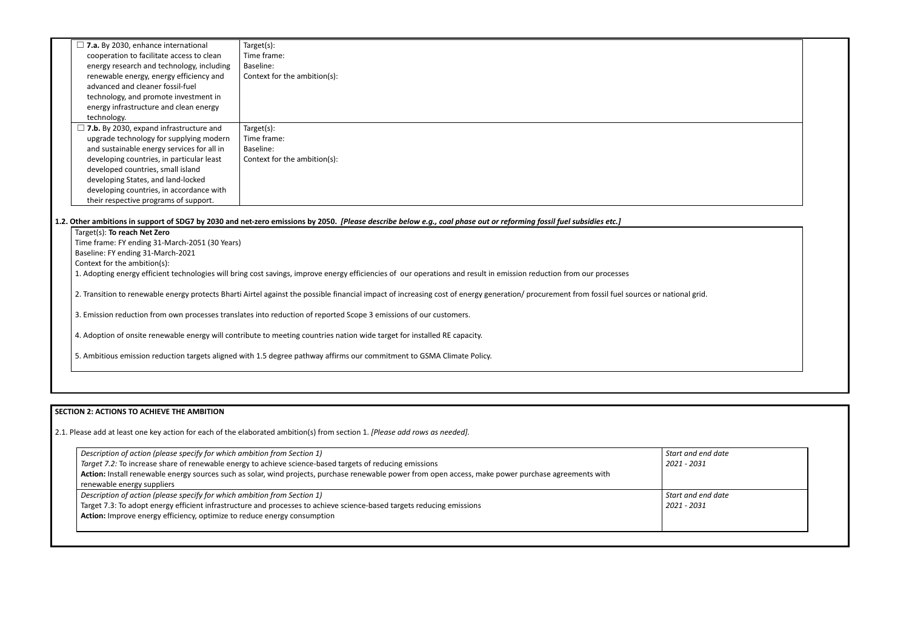| | |
|---|---|
| ☐ **7.a.** By 2030, enhance international cooperation to facilitate access to clean energy research and technology, including renewable energy, energy efficiency and advanced and cleaner fossil-fuel technology, and promote investment in energy infrastructure and clean energy technology. | Target(s):<br>Time frame:<br>Baseline:<br>Context for the ambition(s): |
| ☐ **7.b.** By 2030, expand infrastructure and upgrade technology for supplying modern and sustainable energy services for all in developing countries, in particular least developed countries, small island developing States, and land-locked developing countries, in accordance with their respective programs of support. | Target(s):<br>Time frame:<br>Baseline:<br>Context for the ambition(s): |

**1.2. Other ambitions in support of SDG7 by 2030 and net-zero emissions by 2050.** ***[Please describe below e.g., coal phase out or reforming fossil fuel subsidies etc.]***

Target(s): **To reach Net Zero**
Time frame: FY ending 31-March-2051 (30 Years)
Baseline: FY ending 31-March-2021
Context for the ambition(s):

1. Adopting energy efficient technologies will bring cost savings, improve energy efficiencies of our operations and result in emission reduction from our processes

2. Transition to renewable energy protects Bharti Airtel against the possible financial impact of increasing cost of energy generation/ procurement from fossil fuel sources or national grid.

3. Emission reduction from own processes translates into reduction of reported Scope 3 emissions of our customers.

4. Adoption of onsite renewable energy will contribute to meeting countries nation wide target for installed RE capacity.

5. Ambitious emission reduction targets aligned with 1.5 degree pathway affirms our commitment to GSMA Climate Policy.

## SECTION 2: ACTIONS TO ACHIEVE THE AMBITION

2.1. Please add at least one key action for each of the elaborated ambition(s) from section 1. *[Please add rows as needed].*

| | |
|---|---|
| *Description of action (please specify for which ambition from Section 1)*<br>*Target 7.2:* To increase share of renewable energy to achieve science-based targets of reducing emissions<br>**Action:** Install renewable energy sources such as solar, wind projects, purchase renewable power from open access, make power purchase agreements with renewable energy suppliers | *Start and end date*<br>*2021 - 2031* |
| *Description of action (please specify for which ambition from Section 1)*<br>Target 7.3: To adopt energy efficient infrastructure and processes to achieve science-based targets reducing emissions<br>**Action:** Improve energy efficiency, optimize to reduce energy consumption | *Start and end date*<br>*2021 - 2031* |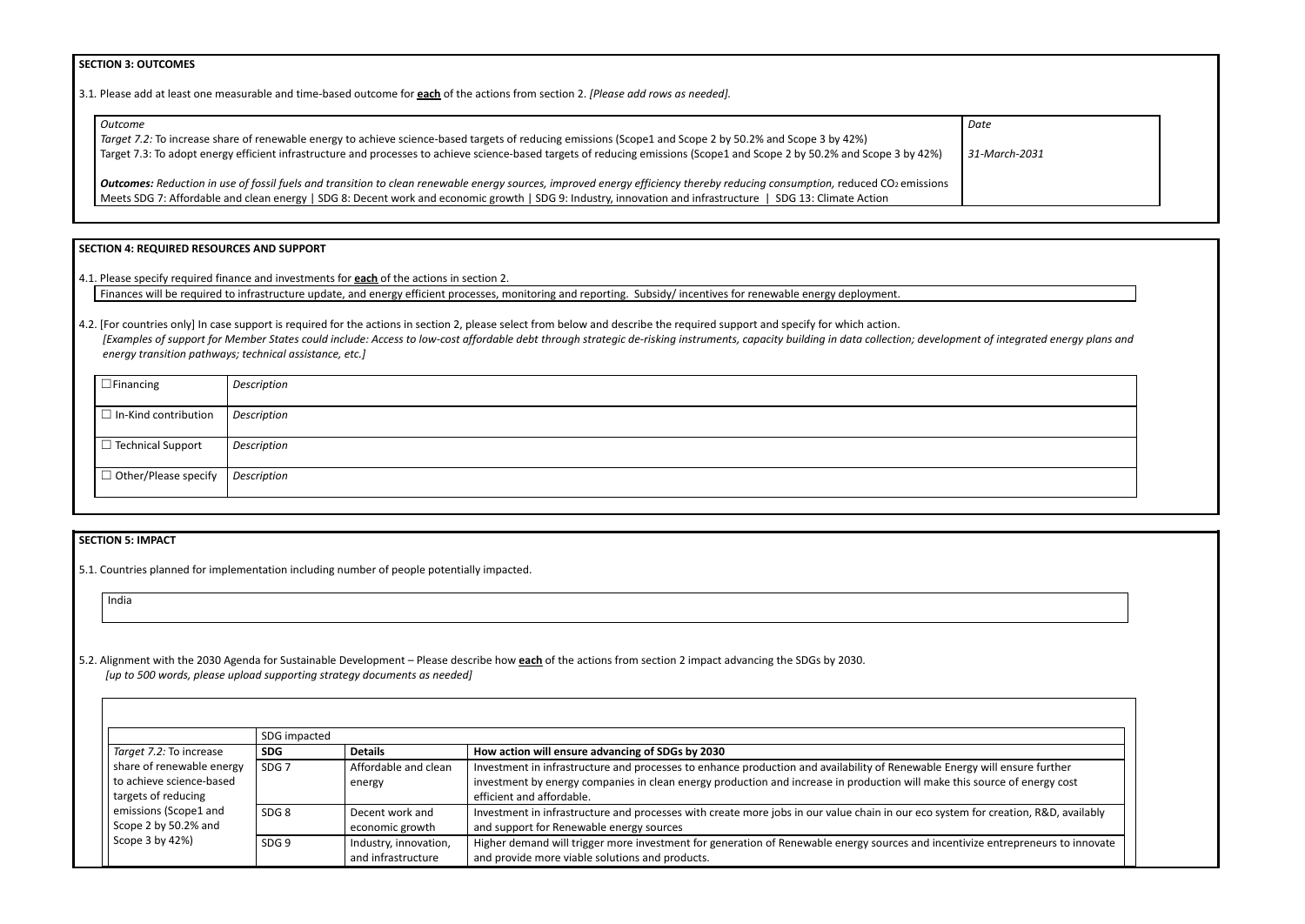**SECTION 3: OUTCOMES**

3.1. Please add at least one measurable and time-based outcome for **each** of the actions from section 2. *[Please add rows as needed].*

| *Outcome* | *Date* |
|---|---|
| *Target 7.2:* To increase share of renewable energy to achieve science-based targets of reducing emissions (Scope1 and Scope 2 by 50.2% and Scope 3 by 42%)<br>Target 7.3: To adopt energy efficient infrastructure and processes to achieve science-based targets of reducing emissions (Scope1 and Scope 2 by 50.2% and Scope 3 by 42%)<br><br>***Outcomes:*** *Reduction in use of fossil fuels and transition to clean renewable energy sources, improved energy efficiency thereby reducing consumption,* reduced $CO_2$ emissions<br>Meets SDG 7: Affordable and clean energy \| SDG 8: Decent work and economic growth \| SDG 9: Industry, innovation and infrastructure \| SDG 13: Climate Action | *31-March-2031* |

**SECTION 4: REQUIRED RESOURCES AND SUPPORT**

4.1. Please specify required finance and investments for **each** of the actions in section 2.

Finances will be required to infrastructure update, and energy efficient processes, monitoring and reporting. Subsidy/ incentives for renewable energy deployment.

4.2. [For countries only] In case support is required for the actions in section 2, please select from below and describe the required support and specify for which action.
*[Examples of support for Member States could include: Access to low-cost affordable debt through strategic de-risking instruments, capacity building in data collection; development of integrated energy plans and energy transition pathways; technical assistance, etc.]*

| | |
|---|---|
| ☐ Financing | *Description* |
| ☐ In-Kind contribution | *Description* |
| ☐ Technical Support | *Description* |
| ☐ Other/Please specify | *Description* |

**SECTION 5: IMPACT**

5.1. Countries planned for implementation including number of people potentially impacted.

India

5.2. Alignment with the 2030 Agenda for Sustainable Development – Please describe how **each** of the actions from section 2 impact advancing the SDGs by 2030.
*[up to 500 words, please upload supporting strategy documents as needed]*

| | SDG impacted | | |
|---|---|---|---|
| | **SDG** | **Details** | **How action will ensure advancing of SDGs by 2030** |
| *Target 7.2:* To increase share of renewable energy to achieve science-based targets of reducing emissions (Scope1 and Scope 2 by 50.2% and Scope 3 by 42%) | SDG 7 | Affordable and clean energy | Investment in infrastructure and processes to enhance production and availability of Renewable Energy will ensure further investment by energy companies in clean energy production and increase in production will make this source of energy cost efficient and affordable. |
| | SDG 8 | Decent work and economic growth | Investment in infrastructure and processes with create more jobs in our value chain in our eco system for creation, R&D, availably and support for Renewable energy sources |
| | SDG 9 | Industry, innovation, and infrastructure | Higher demand will trigger more investment for generation of Renewable energy sources and incentivize entrepreneurs to innovate and provide more viable solutions and products. |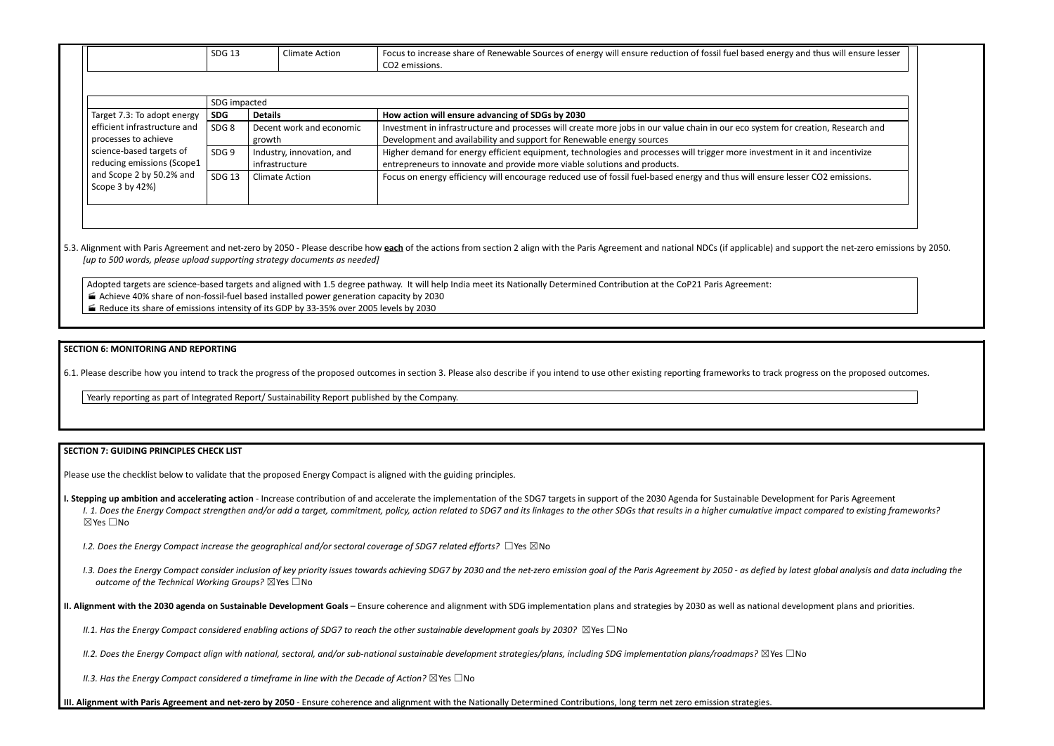| | SDG 13 | Climate Action | Focus to increase share of Renewable Sources of energy will ensure reduction of fossil fuel based energy and thus will ensure lesser CO2 emissions. |
|---|---|---|---|

| | SDG impacted | | |
|---|---|---|---|
| Target 7.3: To adopt energy efficient infrastructure and processes to achieve science-based targets of reducing emissions (Scope1 and Scope 2 by 50.2% and Scope 3 by 42%) | **SDG** | **Details** | **How action will ensure advancing of SDGs by 2030** |
| | SDG 8 | Decent work and economic growth | Investment in infrastructure and processes will create more jobs in our value chain in our eco system for creation, Research and Development and availability and support for Renewable energy sources |
| | SDG 9 | Industry, innovation, and infrastructure | Higher demand for energy efficient equipment, technologies and processes will trigger more investment in it and incentivize entrepreneurs to innovate and provide more viable solutions and products. |
| | SDG 13 | Climate Action | Focus on energy efficiency will encourage reduced use of fossil fuel-based energy and thus will ensure lesser CO2 emissions. |

5.3. Alignment with Paris Agreement and net-zero by 2050 - Please describe how **each** of the actions from section 2 align with the Paris Agreement and national NDCs (if applicable) and support the net-zero emissions by 2050.
*[up to 500 words, please upload supporting strategy documents as needed]*

Adopted targets are science-based targets and aligned with 1.5 degree pathway. It will help India meet its Nationally Determined Contribution at the CoP21 Paris Agreement:

- Achieve 40% share of non-fossil-fuel based installed power generation capacity by 2030
- Reduce its share of emissions intensity of its GDP by 33-35% over 2005 levels by 2030

## SECTION 6: MONITORING AND REPORTING

6.1. Please describe how you intend to track the progress of the proposed outcomes in section 3. Please also describe if you intend to use other existing reporting frameworks to track progress on the proposed outcomes.

Yearly reporting as part of Integrated Report/ Sustainability Report published by the Company.

## SECTION 7: GUIDING PRINCIPLES CHECK LIST

Please use the checklist below to validate that the proposed Energy Compact is aligned with the guiding principles.

**I. Stepping up ambition and accelerating action** - Increase contribution of and accelerate the implementation of the SDG7 targets in support of the 2030 Agenda for Sustainable Development for Paris Agreement

*I. 1. Does the Energy Compact strengthen and/or add a target, commitment, policy, action related to SDG7 and its linkages to the other SDGs that results in a higher cumulative impact compared to existing frameworks?*
☒Yes ☐No

*I.2. Does the Energy Compact increase the geographical and/or sectoral coverage of SDG7 related efforts?* ☐Yes ☒No

*I.3. Does the Energy Compact consider inclusion of key priority issues towards achieving SDG7 by 2030 and the net-zero emission goal of the Paris Agreement by 2050 - as defied by latest global analysis and data including the outcome of the Technical Working Groups?* ☒Yes ☐No

**II. Alignment with the 2030 agenda on Sustainable Development Goals** – Ensure coherence and alignment with SDG implementation plans and strategies by 2030 as well as national development plans and priorities.

*II.1. Has the Energy Compact considered enabling actions of SDG7 to reach the other sustainable development goals by 2030?* ☒Yes ☐No

*II.2. Does the Energy Compact align with national, sectoral, and/or sub-national sustainable development strategies/plans, including SDG implementation plans/roadmaps?* ☒Yes ☐No

*II.3. Has the Energy Compact considered a timeframe in line with the Decade of Action?* ☒Yes ☐No

**III. Alignment with Paris Agreement and net-zero by 2050** - Ensure coherence and alignment with the Nationally Determined Contributions, long term net zero emission strategies.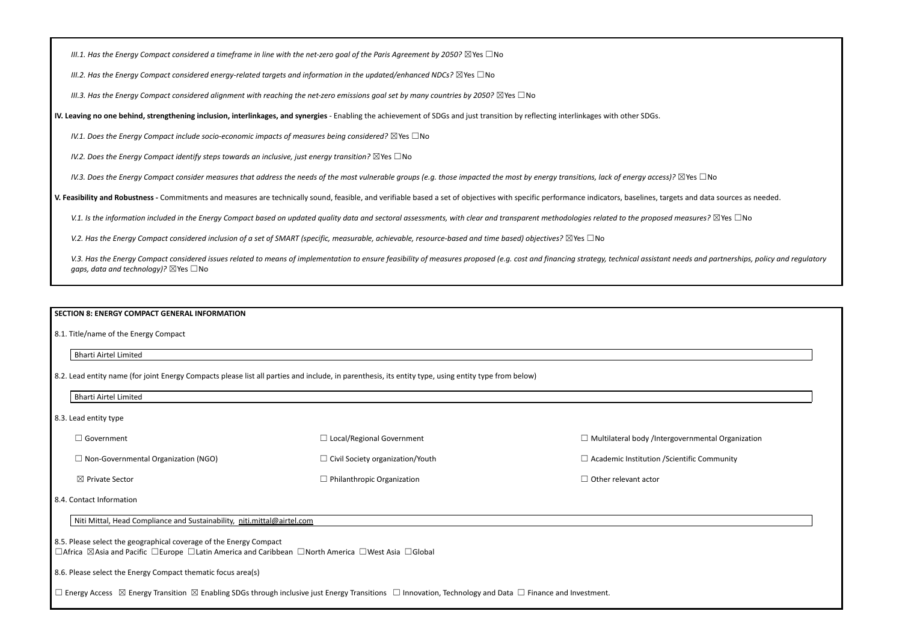*III.1. Has the Energy Compact considered a timeframe in line with the net-zero goal of the Paris Agreement by 2050?* ☒Yes ☐No

*III.2. Has the Energy Compact considered energy-related targets and information in the updated/enhanced NDCs?* ☒Yes ☐No

*III.3. Has the Energy Compact considered alignment with reaching the net-zero emissions goal set by many countries by 2050?* ☒Yes ☐No

**IV. Leaving no one behind, strengthening inclusion, interlinkages, and synergies** - Enabling the achievement of SDGs and just transition by reflecting interlinkages with other SDGs.

*IV.1. Does the Energy Compact include socio-economic impacts of measures being considered?* ☒Yes ☐No

*IV.2. Does the Energy Compact identify steps towards an inclusive, just energy transition?* ☒Yes ☐No

*IV.3. Does the Energy Compact consider measures that address the needs of the most vulnerable groups (e.g. those impacted the most by energy transitions, lack of energy access)?* ☒Yes ☐No

**V. Feasibility and Robustness -** Commitments and measures are technically sound, feasible, and verifiable based a set of objectives with specific performance indicators, baselines, targets and data sources as needed.

*V.1. Is the information included in the Energy Compact based on updated quality data and sectoral assessments, with clear and transparent methodologies related to the proposed measures?* ☒Yes ☐No

*V.2. Has the Energy Compact considered inclusion of a set of SMART (specific, measurable, achievable, resource-based and time based) objectives?* ☒Yes ☐No

*V.3. Has the Energy Compact considered issues related to means of implementation to ensure feasibility of measures proposed (e.g. cost and financing strategy, technical assistant needs and partnerships, policy and regulatory gaps, data and technology)?* ☒Yes ☐No

## SECTION 8: ENERGY COMPACT GENERAL INFORMATION

8.1. Title/name of the Energy Compact

Bharti Airtel Limited

8.2. Lead entity name (for joint Energy Compacts please list all parties and include, in parenthesis, its entity type, using entity type from below)

Bharti Airtel Limited

8.3. Lead entity type

☐ Government ☐ Local/Regional Government ☐ Multilateral body /Intergovernmental Organization

☐ Non-Governmental Organization (NGO) ☐ Civil Society organization/Youth ☐ Academic Institution /Scientific Community

☒ Private Sector ☐ Philanthropic Organization ☐ Other relevant actor

8.4. Contact Information

Niti Mittal, Head Compliance and Sustainability, niti.mittal@airtel.com

8.5. Please select the geographical coverage of the Energy Compact

☐Africa ☒Asia and Pacific ☐Europe ☐Latin America and Caribbean ☐North America ☐West Asia ☐Global

8.6. Please select the Energy Compact thematic focus area(s)

☐ Energy Access ☒ Energy Transition ☒ Enabling SDGs through inclusive just Energy Transitions ☐ Innovation, Technology and Data ☐ Finance and Investment.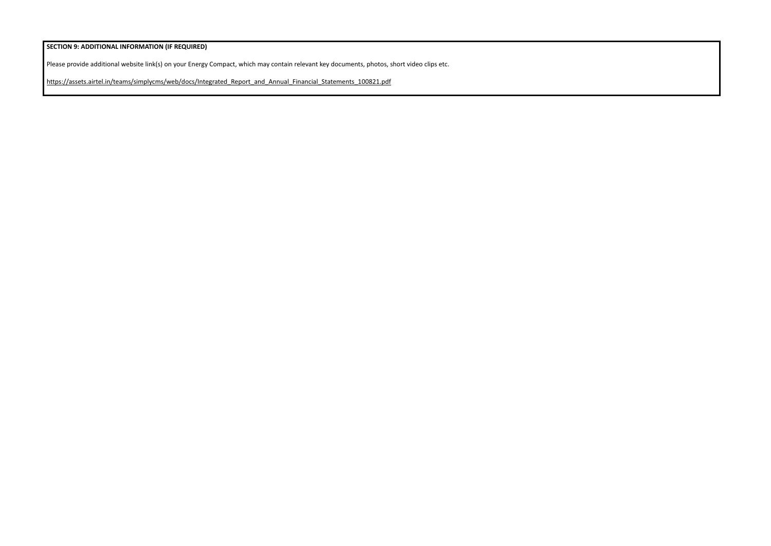**SECTION 9: ADDITIONAL INFORMATION (IF REQUIRED)**

Please provide additional website link(s) on your Energy Compact, which may contain relevant key documents, photos, short video clips etc.

https://assets.airtel.in/teams/simplycms/web/docs/Integrated_Report_and_Annual_Financial_Statements_100821.pdf